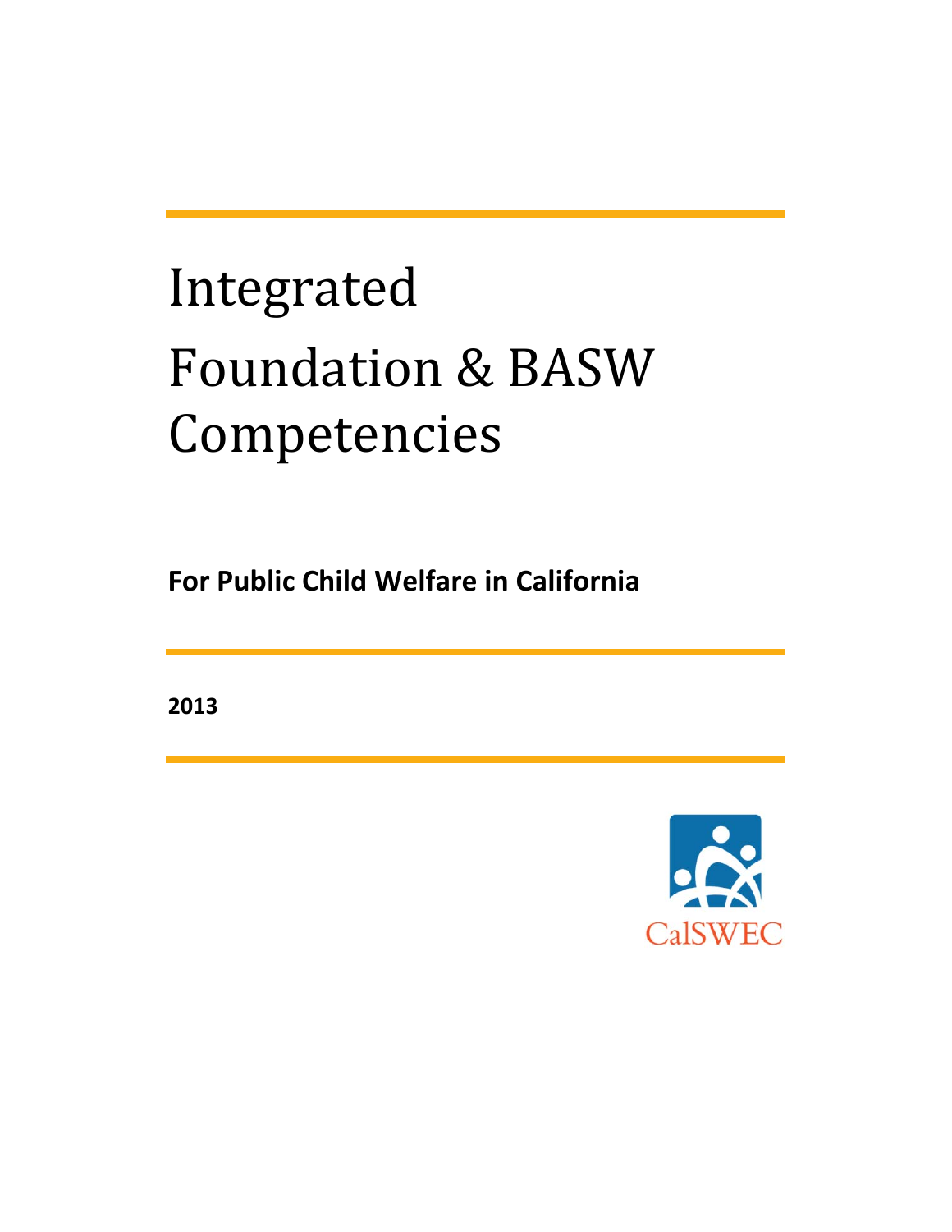# Integrated Foundation & BASW Competencies

**For Public Child Welfare in California**

**2013**

CalSWEC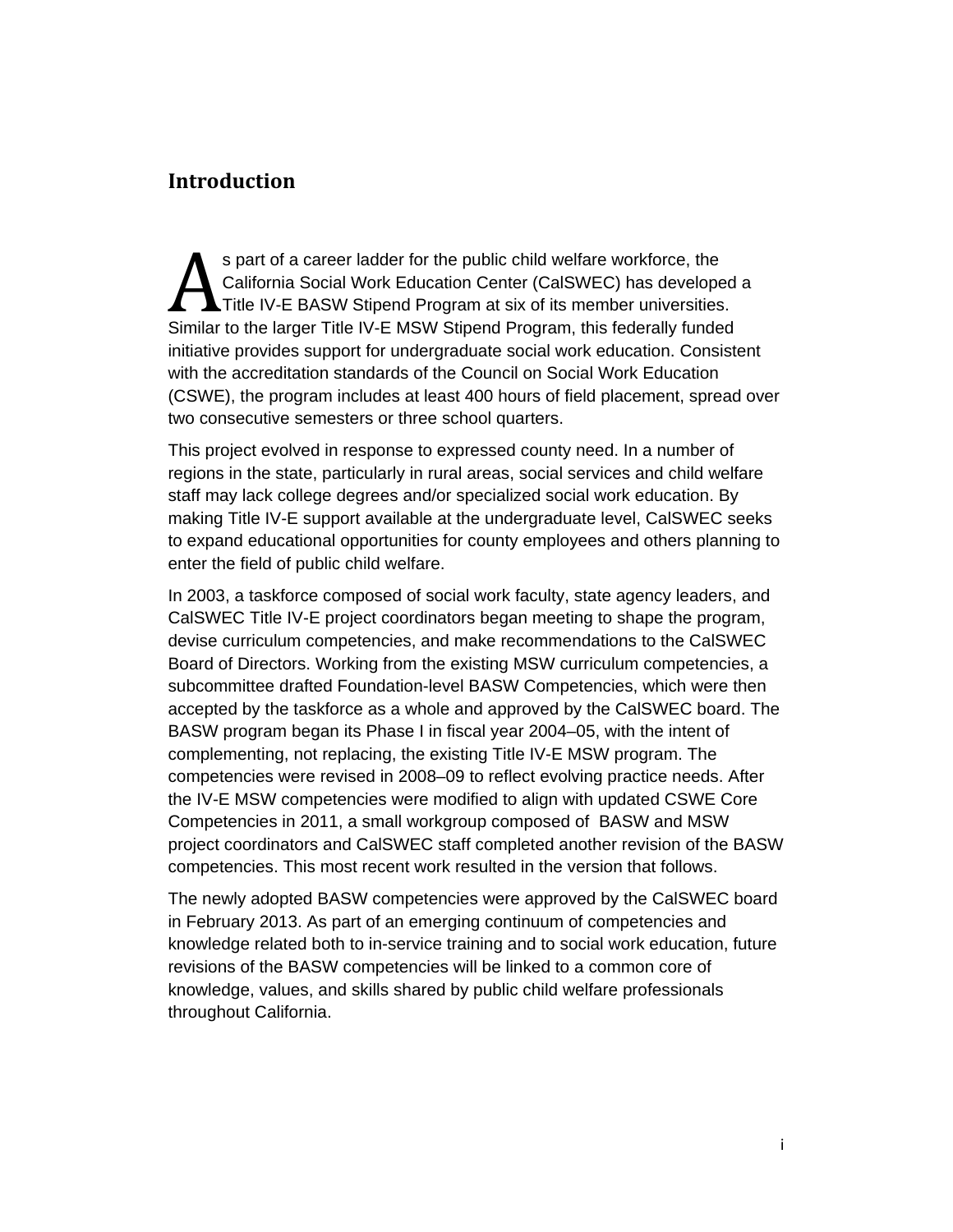## Introduction

As part of a career ladder for the public child welfare workforce, the California Social Work Education Center (CalSWEC) has developed a Title IV-E BASW Stipend Program at six of its member universities. Similar to the larger Title IV-E MSW Stipend Program, this federally funded initiative provides support for undergraduate social work education. Consistent with the accreditation standards of the Council on Social Work Education (CSWE), the program includes at least 400 hours of field placement, spread over two consecutive semesters or three school quarters.

This project evolved in response to expressed county need. In a number of regions in the state, particularly in rural areas, social services and child welfare staff may lack college degrees and/or specialized social work education. By making Title IV-E support available at the undergraduate level, CalSWEC seeks to expand educational opportunities for county employees and others planning to enter the field of public child welfare.

In 2003, a taskforce composed of social work faculty, state agency leaders, and CalSWEC Title IV-E project coordinators began meeting to shape the program, devise curriculum competencies, and make recommendations to the CalSWEC Board of Directors. Working from the existing MSW curriculum competencies, a subcommittee drafted Foundation-level BASW Competencies, which were then accepted by the taskforce as a whole and approved by the CalSWEC board. The BASW program began its Phase I in fiscal year 2004–05, with the intent of complementing, not replacing, the existing Title IV-E MSW program. The competencies were revised in 2008–09 to reflect evolving practice needs. After the IV-E MSW competencies were modified to align with updated CSWE Core Competencies in 2011, a small workgroup composed of BASW and MSW project coordinators and CalSWEC staff completed another revision of the BASW competencies. This most recent work resulted in the version that follows.

The newly adopted BASW competencies were approved by the CalSWEC board in February 2013. As part of an emerging continuum of competencies and knowledge related both to in-service training and to social work education, future revisions of the BASW competencies will be linked to a common core of knowledge, values, and skills shared by public child welfare professionals throughout California.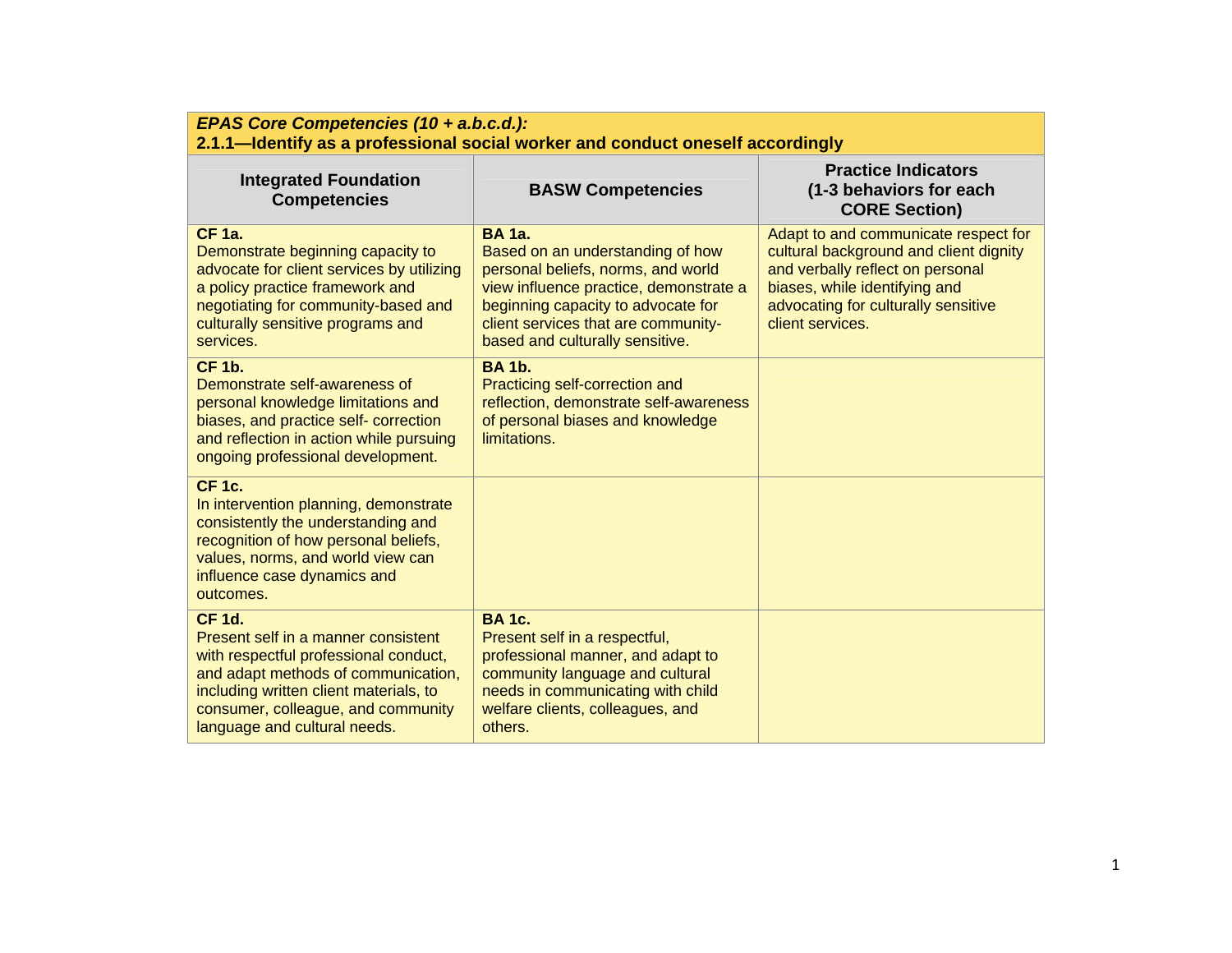| ***EPAS Core Competencies (10 + a.b.c.d.):*** **2.1.1—Identify as a professional social worker and conduct oneself accordingly** | | |
|---|---|---|
| **Integrated Foundation Competencies** | **BASW Competencies** | **Practice Indicators (1-3 behaviors for each CORE Section)** |
| **CF 1a.** Demonstrate beginning capacity to advocate for client services by utilizing a policy practice framework and negotiating for community-based and culturally sensitive programs and services. | **BA 1a.** Based on an understanding of how personal beliefs, norms, and world view influence practice, demonstrate a beginning capacity to advocate for client services that are community-based and culturally sensitive. | Adapt to and communicate respect for cultural background and client dignity and verbally reflect on personal biases, while identifying and advocating for culturally sensitive client services. |
| **CF 1b.** Demonstrate self-awareness of personal knowledge limitations and biases, and practice self- correction and reflection in action while pursuing ongoing professional development. | **BA 1b.** Practicing self-correction and reflection, demonstrate self-awareness of personal biases and knowledge limitations. | |
| **CF 1c.** In intervention planning, demonstrate consistently the understanding and recognition of how personal beliefs, values, norms, and world view can influence case dynamics and outcomes. | | |
| **CF 1d.** Present self in a manner consistent with respectful professional conduct, and adapt methods of communication, including written client materials, to consumer, colleague, and community language and cultural needs. | **BA 1c.** Present self in a respectful, professional manner, and adapt to community language and cultural needs in communicating with child welfare clients, colleagues, and others. | |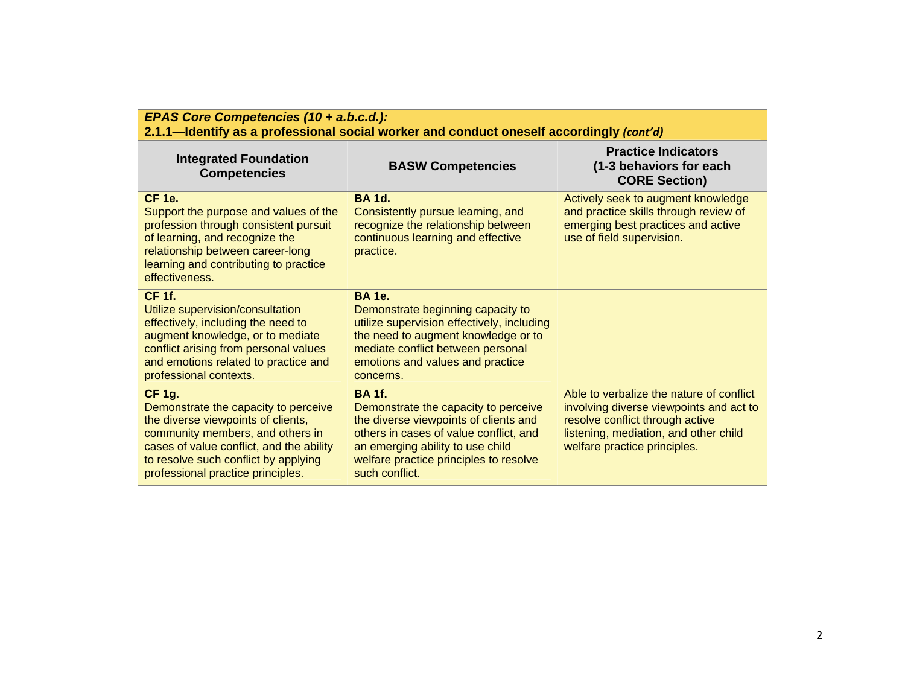| ***EPAS Core Competencies (10 + a.b.c.d.):*** **2.1.1—Identify as a professional social worker and conduct oneself accordingly** ***(cont'd)*** | | |
|---|---|---|
| **Integrated Foundation Competencies** | **BASW Competencies** | **Practice Indicators (1-3 behaviors for each CORE Section)** |
| **CF 1e.** Support the purpose and values of the profession through consistent pursuit of learning, and recognize the relationship between career-long learning and contributing to practice effectiveness. | **BA 1d.** Consistently pursue learning, and recognize the relationship between continuous learning and effective practice. | Actively seek to augment knowledge and practice skills through review of emerging best practices and active use of field supervision. |
| **CF 1f.** Utilize supervision/consultation effectively, including the need to augment knowledge, or to mediate conflict arising from personal values and emotions related to practice and professional contexts. | **BA 1e.** Demonstrate beginning capacity to utilize supervision effectively, including the need to augment knowledge or to mediate conflict between personal emotions and values and practice concerns. | |
| **CF 1g.** Demonstrate the capacity to perceive the diverse viewpoints of clients, community members, and others in cases of value conflict, and the ability to resolve such conflict by applying professional practice principles. | **BA 1f.** Demonstrate the capacity to perceive the diverse viewpoints of clients and others in cases of value conflict, and an emerging ability to use child welfare practice principles to resolve such conflict. | Able to verbalize the nature of conflict involving diverse viewpoints and act to resolve conflict through active listening, mediation, and other child welfare practice principles. |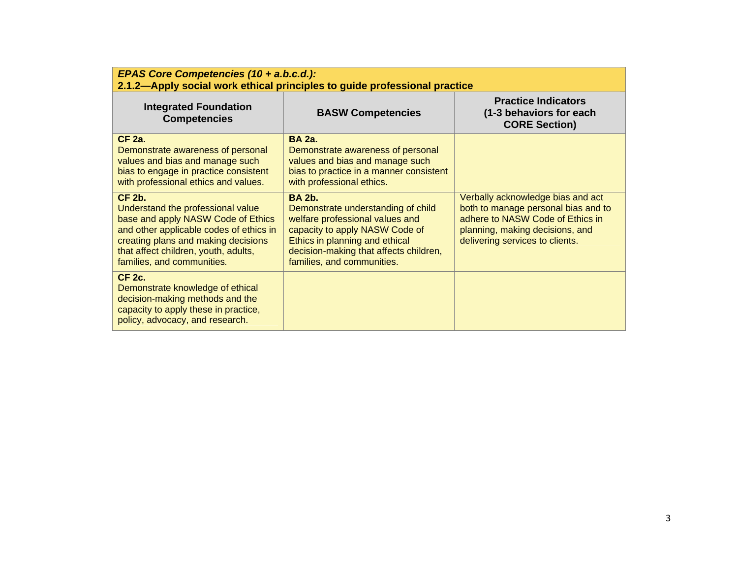| *EPAS Core Competencies (10 + a.b.c.d.):* **2.1.2—Apply social work ethical principles to guide professional practice** | | |
|---|---|---|
| **Integrated Foundation Competencies** | **BASW Competencies** | **Practice Indicators (1-3 behaviors for each CORE Section)** |
| **CF 2a.** Demonstrate awareness of personal values and bias and manage such bias to engage in practice consistent with professional ethics and values. | **BA 2a.** Demonstrate awareness of personal values and bias and manage such bias to practice in a manner consistent with professional ethics. | |
| **CF 2b.** Understand the professional value base and apply NASW Code of Ethics and other applicable codes of ethics in creating plans and making decisions that affect children, youth, adults, families, and communities. | **BA 2b.** Demonstrate understanding of child welfare professional values and capacity to apply NASW Code of Ethics in planning and ethical decision-making that affects children, families, and communities. | Verbally acknowledge bias and act both to manage personal bias and to adhere to NASW Code of Ethics in planning, making decisions, and delivering services to clients. |
| **CF 2c.** Demonstrate knowledge of ethical decision-making methods and the capacity to apply these in practice, policy, advocacy, and research. | | |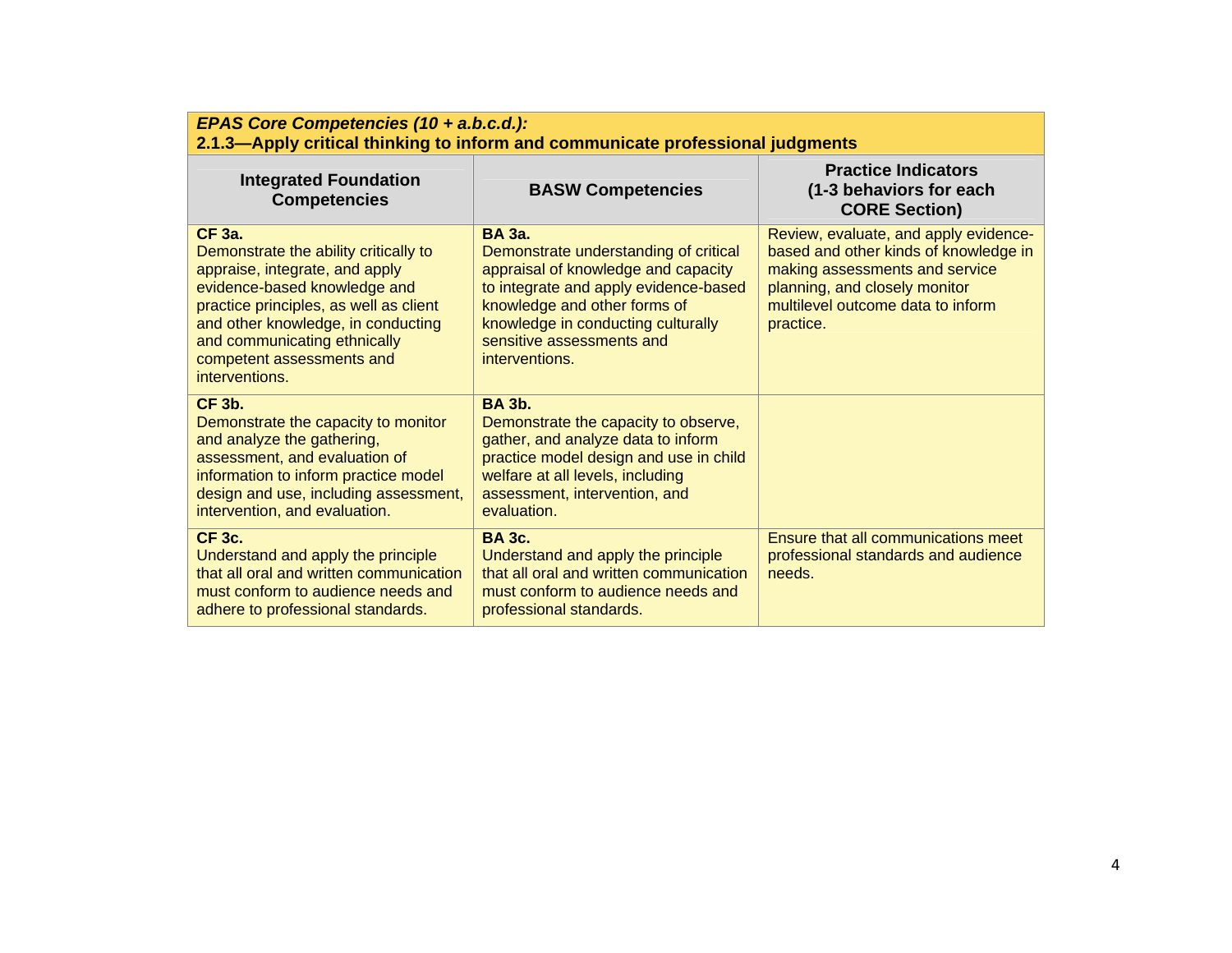***EPAS Core Competencies (10 + a.b.c.d.):***
**2.1.3—Apply critical thinking to inform and communicate professional judgments**

| Integrated Foundation Competencies | BASW Competencies | Practice Indicators (1-3 behaviors for each CORE Section) |
|---|---|---|
| **CF 3a.** Demonstrate the ability critically to appraise, integrate, and apply evidence-based knowledge and practice principles, as well as client and other knowledge, in conducting and communicating ethnically competent assessments and interventions. | **BA 3a.** Demonstrate understanding of critical appraisal of knowledge and capacity to integrate and apply evidence-based knowledge and other forms of knowledge in conducting culturally sensitive assessments and interventions. | Review, evaluate, and apply evidence-based and other kinds of knowledge in making assessments and service planning, and closely monitor multilevel outcome data to inform practice. |
| **CF 3b.** Demonstrate the capacity to monitor and analyze the gathering, assessment, and evaluation of information to inform practice model design and use, including assessment, intervention, and evaluation. | **BA 3b.** Demonstrate the capacity to observe, gather, and analyze data to inform practice model design and use in child welfare at all levels, including assessment, intervention, and evaluation. | |
| **CF 3c.** Understand and apply the principle that all oral and written communication must conform to audience needs and adhere to professional standards. | **BA 3c.** Understand and apply the principle that all oral and written communication must conform to audience needs and professional standards. | Ensure that all communications meet professional standards and audience needs. |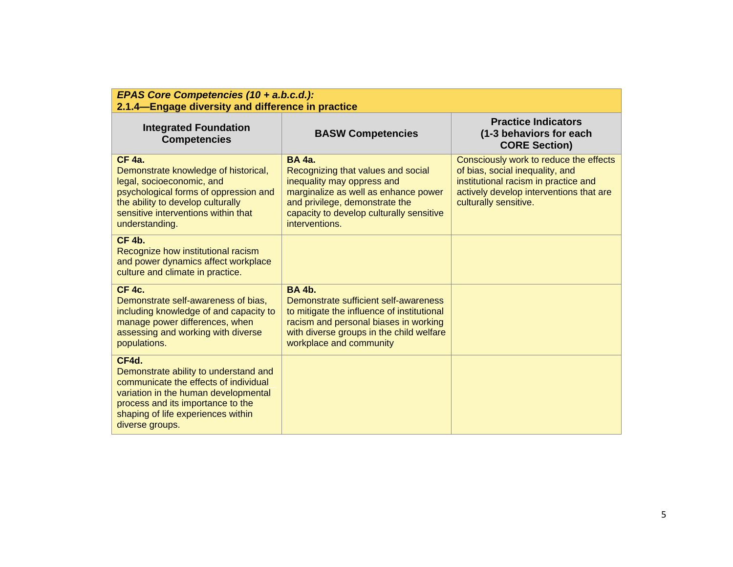***EPAS Core Competencies (10 + a.b.c.d.):***
**2.1.4—Engage diversity and difference in practice**

| Integrated Foundation Competencies | BASW Competencies | Practice Indicators (1-3 behaviors for each CORE Section) |
|---|---|---|
| **CF 4a.** Demonstrate knowledge of historical, legal, socioeconomic, and psychological forms of oppression and the ability to develop culturally sensitive interventions within that understanding. | **BA 4a.** Recognizing that values and social inequality may oppress and marginalize as well as enhance power and privilege, demonstrate the capacity to develop culturally sensitive interventions. | Consciously work to reduce the effects of bias, social inequality, and institutional racism in practice and actively develop interventions that are culturally sensitive. |
| **CF 4b.** Recognize how institutional racism and power dynamics affect workplace culture and climate in practice. | | |
| **CF 4c.** Demonstrate self-awareness of bias, including knowledge of and capacity to manage power differences, when assessing and working with diverse populations. | **BA 4b.** Demonstrate sufficient self-awareness to mitigate the influence of institutional racism and personal biases in working with diverse groups in the child welfare workplace and community | |
| **CF4d.** Demonstrate ability to understand and communicate the effects of individual variation in the human developmental process and its importance to the shaping of life experiences within diverse groups. | | |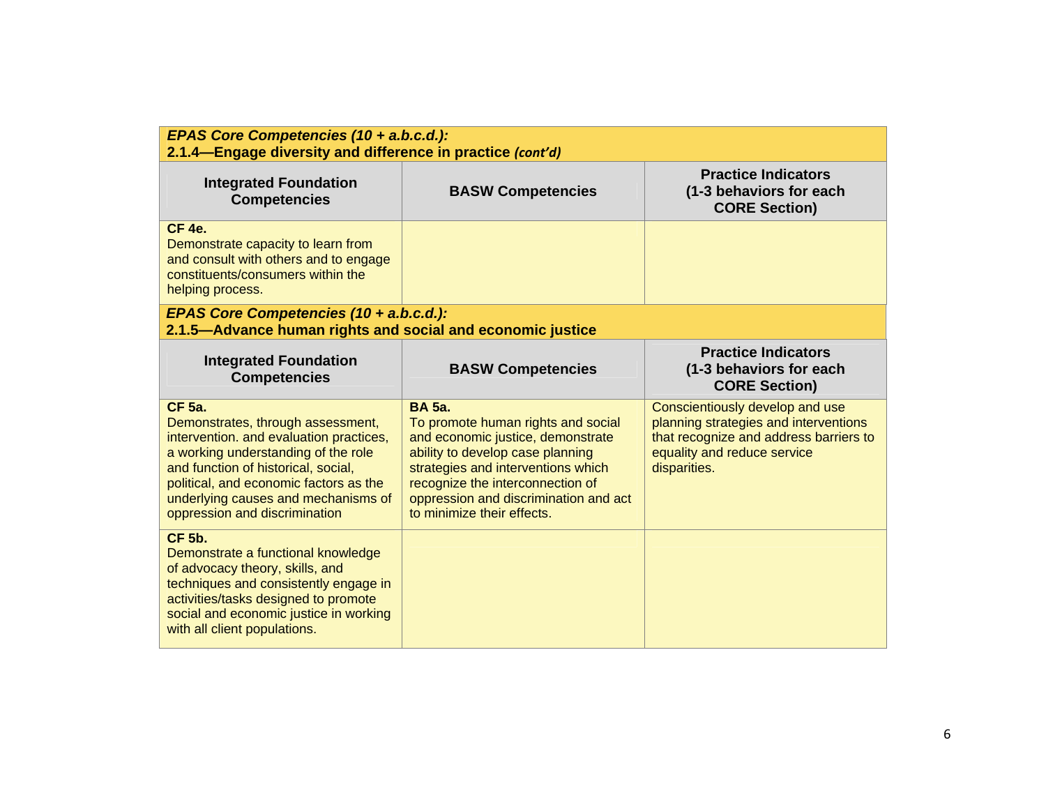| ***EPAS Core Competencies (10 + a.b.c.d.):*** **2.1.4—Engage diversity and difference in practice** ***(cont'd)*** | | |
|---|---|---|
| **Integrated Foundation Competencies** | **BASW Competencies** | **Practice Indicators (1-3 behaviors for each CORE Section)** |
| **CF 4e.** Demonstrate capacity to learn from and consult with others and to engage constituents/consumers within the helping process. | | |

| ***EPAS Core Competencies (10 + a.b.c.d.):*** **2.1.5—Advance human rights and social and economic justice** | | |
|---|---|---|
| **Integrated Foundation Competencies** | **BASW Competencies** | **Practice Indicators (1-3 behaviors for each CORE Section)** |
| **CF 5a.** Demonstrates, through assessment, intervention. and evaluation practices, a working understanding of the role and function of historical, social, political, and economic factors as the underlying causes and mechanisms of oppression and discrimination | **BA 5a.** To promote human rights and social and economic justice, demonstrate ability to develop case planning strategies and interventions which recognize the interconnection of oppression and discrimination and act to minimize their effects. | Conscientiously develop and use planning strategies and interventions that recognize and address barriers to equality and reduce service disparities. |
| **CF 5b.** Demonstrate a functional knowledge of advocacy theory, skills, and techniques and consistently engage in activities/tasks designed to promote social and economic justice in working with all client populations. | | |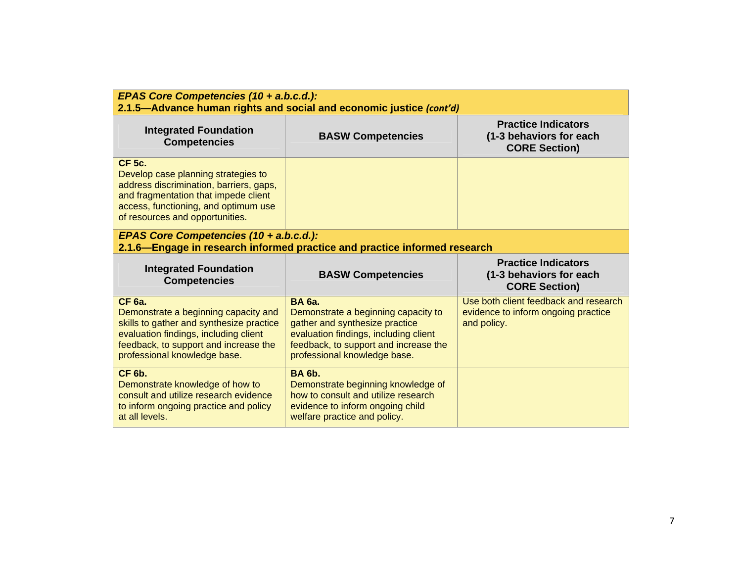| ***EPAS Core Competencies (10 + a.b.c.d.):*** **2.1.5—Advance human rights and social and economic justice** ***(cont'd)*** | | |
|---|---|---|
| **Integrated Foundation Competencies** | **BASW Competencies** | **Practice Indicators (1-3 behaviors for each CORE Section)** |
| **CF 5c.** Develop case planning strategies to address discrimination, barriers, gaps, and fragmentation that impede client access, functioning, and optimum use of resources and opportunities. | | |

| ***EPAS Core Competencies (10 + a.b.c.d.):*** **2.1.6—Engage in research informed practice and practice informed research** | | |
|---|---|---|
| **Integrated Foundation Competencies** | **BASW Competencies** | **Practice Indicators (1-3 behaviors for each CORE Section)** |
| **CF 6a.** Demonstrate a beginning capacity and skills to gather and synthesize practice evaluation findings, including client feedback, to support and increase the professional knowledge base. | **BA 6a.** Demonstrate a beginning capacity to gather and synthesize practice evaluation findings, including client feedback, to support and increase the professional knowledge base. | Use both client feedback and research evidence to inform ongoing practice and policy. |
| **CF 6b.** Demonstrate knowledge of how to consult and utilize research evidence to inform ongoing practice and policy at all levels. | **BA 6b.** Demonstrate beginning knowledge of how to consult and utilize research evidence to inform ongoing child welfare practice and policy. | |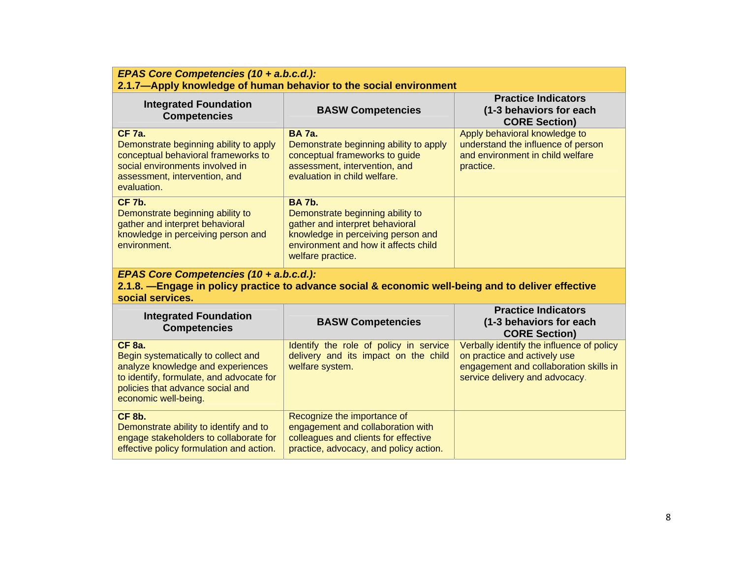| ***EPAS Core Competencies (10 + a.b.c.d.):*** **2.1.7—Apply knowledge of human behavior to the social environment** | | |
|---|---|---|
| **Integrated Foundation Competencies** | **BASW Competencies** | **Practice Indicators (1-3 behaviors for each CORE Section)** |
| **CF 7a.** Demonstrate beginning ability to apply conceptual behavioral frameworks to social environments involved in assessment, intervention, and evaluation. | **BA 7a.** Demonstrate beginning ability to apply conceptual frameworks to guide assessment, intervention, and evaluation in child welfare. | Apply behavioral knowledge to understand the influence of person and environment in child welfare practice. |
| **CF 7b.** Demonstrate beginning ability to gather and interpret behavioral knowledge in perceiving person and environment. | **BA 7b.** Demonstrate beginning ability to gather and interpret behavioral knowledge in perceiving person and environment and how it affects child welfare practice. | |

| ***EPAS Core Competencies (10 + a.b.c.d.):*** **2.1.8. —Engage in policy practice to advance social & economic well-being and to deliver effective social services.** | | |
|---|---|---|
| **Integrated Foundation Competencies** | **BASW Competencies** | **Practice Indicators (1-3 behaviors for each CORE Section)** |
| **CF 8a.** Begin systematically to collect and analyze knowledge and experiences to identify, formulate, and advocate for policies that advance social and economic well-being. | Identify the role of policy in service delivery and its impact on the child welfare system. | Verbally identify the influence of policy on practice and actively use engagement and collaboration skills in service delivery and advocacy. |
| **CF 8b.** Demonstrate ability to identify and to engage stakeholders to collaborate for effective policy formulation and action. | Recognize the importance of engagement and collaboration with colleagues and clients for effective practice, advocacy, and policy action. | |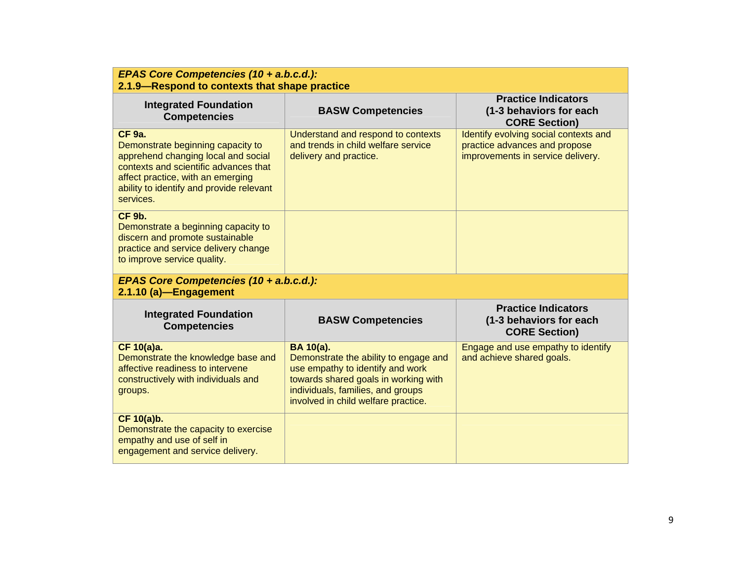***EPAS Core Competencies (10 + a.b.c.d.):***
**2.1.9—Respond to contexts that shape practice**

| Integrated Foundation Competencies | BASW Competencies | Practice Indicators (1-3 behaviors for each CORE Section) |
|---|---|---|
| **CF 9a.** Demonstrate beginning capacity to apprehend changing local and social contexts and scientific advances that affect practice, with an emerging ability to identify and provide relevant services. | Understand and respond to contexts and trends in child welfare service delivery and practice. | Identify evolving social contexts and practice advances and propose improvements in service delivery. |
| **CF 9b.** Demonstrate a beginning capacity to discern and promote sustainable practice and service delivery change to improve service quality. | | |

***EPAS Core Competencies (10 + a.b.c.d.):***
**2.1.10 (a)—Engagement**

| Integrated Foundation Competencies | BASW Competencies | Practice Indicators (1-3 behaviors for each CORE Section) |
|---|---|---|
| **CF 10(a)a.** Demonstrate the knowledge base and affective readiness to intervene constructively with individuals and groups. | **BA 10(a).** Demonstrate the ability to engage and use empathy to identify and work towards shared goals in working with individuals, families, and groups involved in child welfare practice. | Engage and use empathy to identify and achieve shared goals. |
| **CF 10(a)b.** Demonstrate the capacity to exercise empathy and use of self in engagement and service delivery. | | |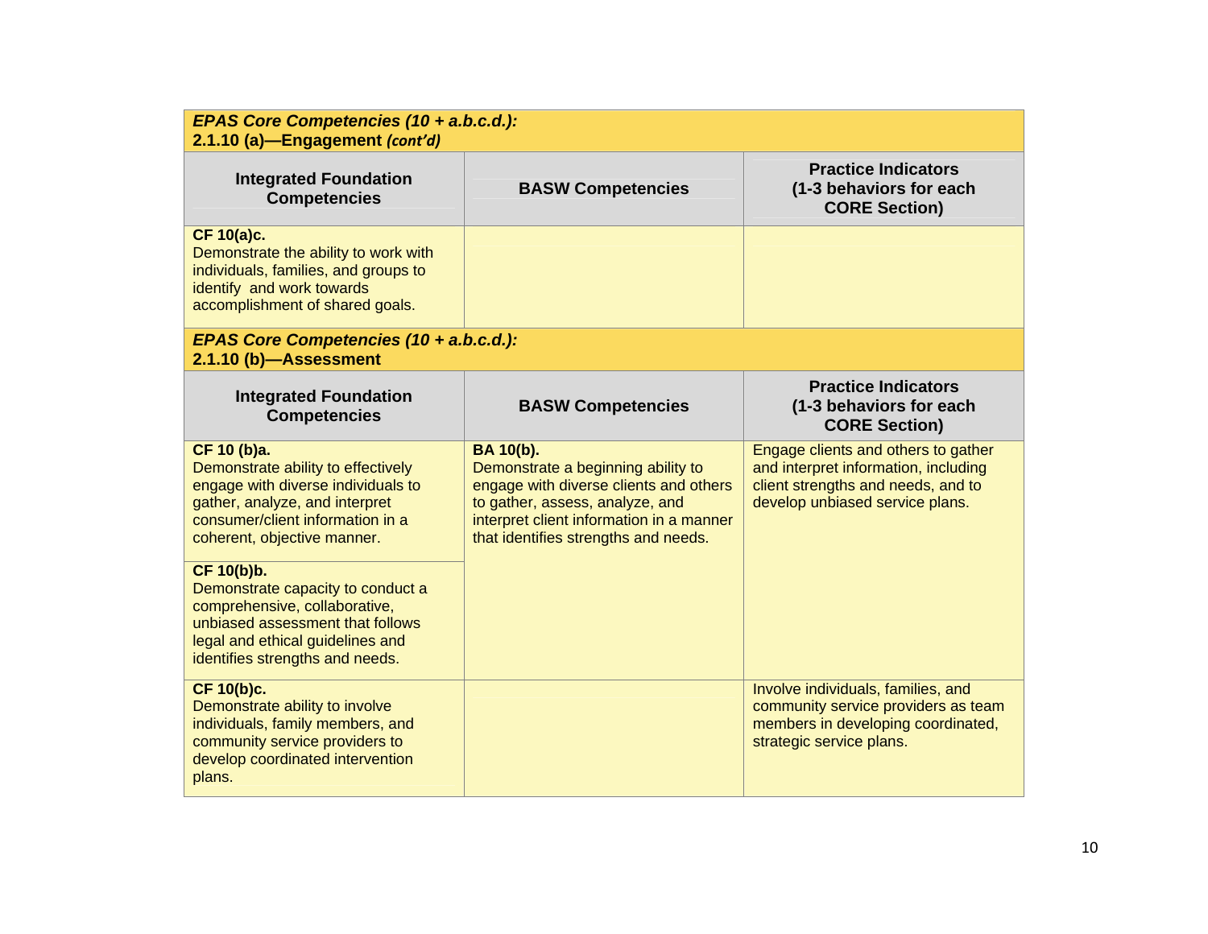| ***EPAS Core Competencies (10 + a.b.c.d.):*** **2.1.10 (a)—Engagement** ***(cont'd)*** | | |
|---|---|---|
| **Integrated Foundation Competencies** | **BASW Competencies** | **Practice Indicators (1-3 behaviors for each CORE Section)** |
| **CF 10(a)c.** Demonstrate the ability to work with individuals, families, and groups to identify and work towards accomplishment of shared goals. | | |

| ***EPAS Core Competencies (10 + a.b.c.d.):*** **2.1.10 (b)—Assessment** | | |
|---|---|---|
| **Integrated Foundation Competencies** | **BASW Competencies** | **Practice Indicators (1-3 behaviors for each CORE Section)** |
| **CF 10 (b)a.** Demonstrate ability to effectively engage with diverse individuals to gather, analyze, and interpret consumer/client information in a coherent, objective manner. | **BA 10(b).** Demonstrate a beginning ability to engage with diverse clients and others to gather, assess, analyze, and interpret client information in a manner that identifies strengths and needs. | Engage clients and others to gather and interpret information, including client strengths and needs, and to develop unbiased service plans. |
| **CF 10(b)b.** Demonstrate capacity to conduct a comprehensive, collaborative, unbiased assessment that follows legal and ethical guidelines and identifies strengths and needs. | | |
| **CF 10(b)c.** Demonstrate ability to involve individuals, family members, and community service providers to develop coordinated intervention plans. | | Involve individuals, families, and community service providers as team members in developing coordinated, strategic service plans. |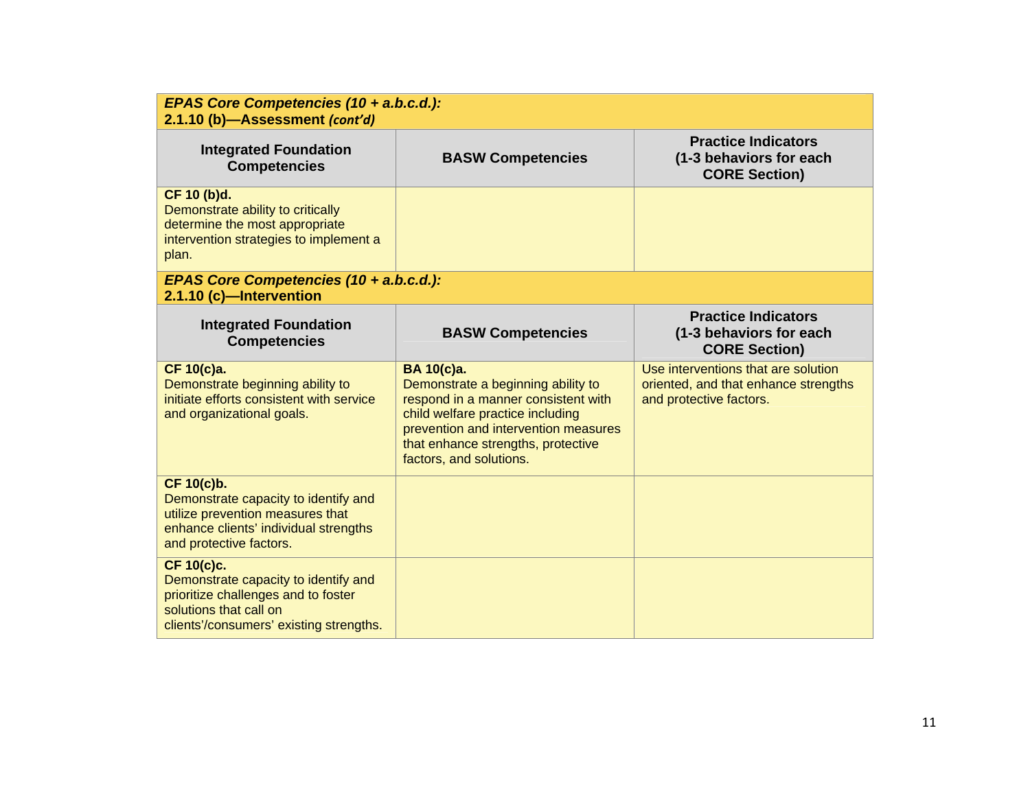| ***EPAS Core Competencies (10 + a.b.c.d.):*** **2.1.10 (b)—Assessment** ***(cont'd)*** | | |
|---|---|---|
| **Integrated Foundation Competencies** | **BASW Competencies** | **Practice Indicators (1-3 behaviors for each CORE Section)** |
| **CF 10 (b)d.** Demonstrate ability to critically determine the most appropriate intervention strategies to implement a plan. | | |

| ***EPAS Core Competencies (10 + a.b.c.d.):*** **2.1.10 (c)—Intervention** | | |
|---|---|---|
| **Integrated Foundation Competencies** | **BASW Competencies** | **Practice Indicators (1-3 behaviors for each CORE Section)** |
| **CF 10(c)a.** Demonstrate beginning ability to initiate efforts consistent with service and organizational goals. | **BA 10(c)a.** Demonstrate a beginning ability to respond in a manner consistent with child welfare practice including prevention and intervention measures that enhance strengths, protective factors, and solutions. | Use interventions that are solution oriented, and that enhance strengths and protective factors. |
| **CF 10(c)b.** Demonstrate capacity to identify and utilize prevention measures that enhance clients' individual strengths and protective factors. | | |
| **CF 10(c)c.** Demonstrate capacity to identify and prioritize challenges and to foster solutions that call on clients'/consumers' existing strengths. | | |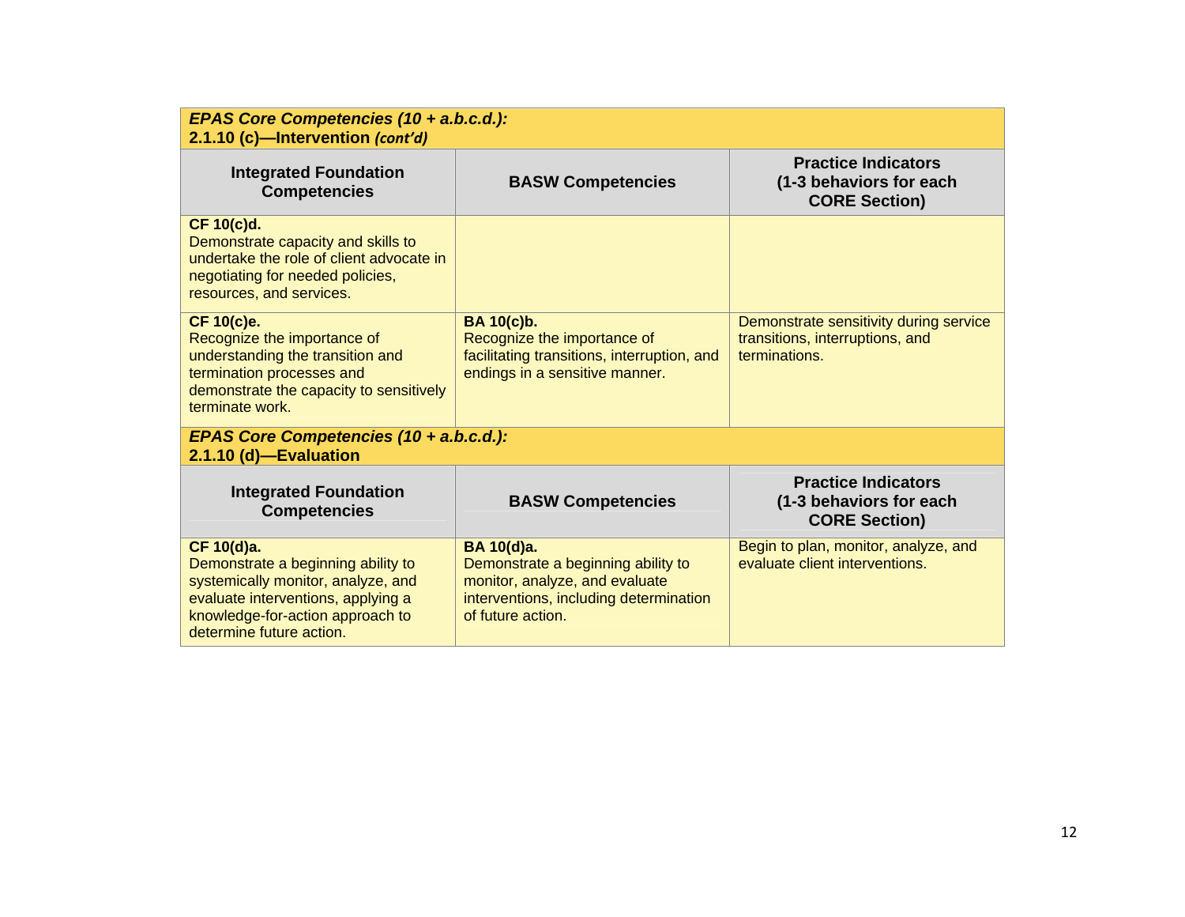| ***EPAS Core Competencies (10 + a.b.c.d.):*** **2.1.10 (c)—Intervention *(cont'd)*** | | |
|---|---|---|
| **Integrated Foundation Competencies** | **BASW Competencies** | **Practice Indicators (1-3 behaviors for each CORE Section)** |
| **CF 10(c)d.** Demonstrate capacity and skills to undertake the role of client advocate in negotiating for needed policies, resources, and services. | | |
| **CF 10(c)e.** Recognize the importance of understanding the transition and termination processes and demonstrate the capacity to sensitively terminate work. | **BA 10(c)b.** Recognize the importance of facilitating transitions, interruption, and endings in a sensitive manner. | Demonstrate sensitivity during service transitions, interruptions, and terminations. |

| ***EPAS Core Competencies (10 + a.b.c.d.):*** **2.1.10 (d)—Evaluation** | | |
|---|---|---|
| **Integrated Foundation Competencies** | **BASW Competencies** | **Practice Indicators (1-3 behaviors for each CORE Section)** |
| **CF 10(d)a.** Demonstrate a beginning ability to systemically monitor, analyze, and evaluate interventions, applying a knowledge-for-action approach to determine future action. | **BA 10(d)a.** Demonstrate a beginning ability to monitor, analyze, and evaluate interventions, including determination of future action. | Begin to plan, monitor, analyze, and evaluate client interventions. |